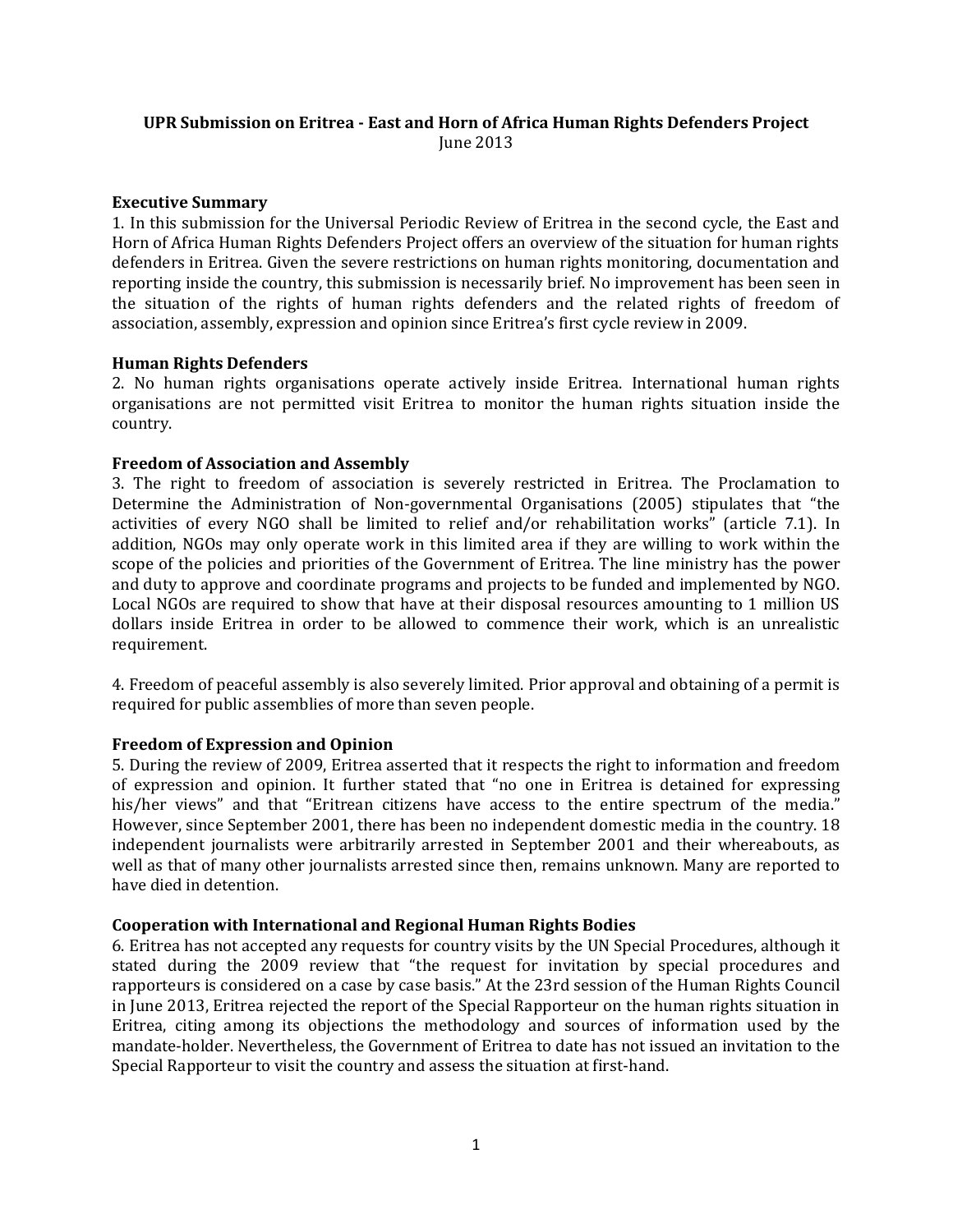# UPR Submission on Eritrea - East and Horn of Africa Human Rights Defenders Project

June 2013

## Executive Summary

1. In this submission for the Universal Periodic Review of Eritrea in the second cycle, the East and Horn of Africa Human Rights Defenders Project offers an overview of the situation for human rights defenders in Eritrea. Given the severe restrictions on human rights monitoring, documentation and reporting inside the country, this submission is necessarily brief. No improvement has been seen in the situation of the rights of human rights defenders and the related rights of freedom of association, assembly, expression and opinion since Eritrea's first cycle review in 2009.

## Human Rights Defenders

2. No human rights organisations operate actively inside Eritrea. International human rights organisations are not permitted visit Eritrea to monitor the human rights situation inside the country.

## Freedom of Association and Assembly

3. The right to freedom of association is severely restricted in Eritrea. The Proclamation to Determine the Administration of Non-governmental Organisations (2005) stipulates that "the activities of every NGO shall be limited to relief and/or rehabilitation works" (article 7.1). In addition, NGOs may only operate work in this limited area if they are willing to work within the scope of the policies and priorities of the Government of Eritrea. The line ministry has the power and duty to approve and coordinate programs and projects to be funded and implemented by NGO. Local NGOs are required to show that have at their disposal resources amounting to 1 million US dollars inside Eritrea in order to be allowed to commence their work, which is an unrealistic requirement.

4. Freedom of peaceful assembly is also severely limited. Prior approval and obtaining of a permit is required for public assemblies of more than seven people.

## Freedom of Expression and Opinion

5. During the review of 2009, Eritrea asserted that it respects the right to information and freedom of expression and opinion. It further stated that "no one in Eritrea is detained for expressing his/her views" and that "Eritrean citizens have access to the entire spectrum of the media." However, since September 2001, there has been no independent domestic media in the country. 18 independent journalists were arbitrarily arrested in September 2001 and their whereabouts, as well as that of many other journalists arrested since then, remains unknown. Many are reported to have died in detention.

## Cooperation with International and Regional Human Rights Bodies

6. Eritrea has not accepted any requests for country visits by the UN Special Procedures, although it stated during the 2009 review that "the request for invitation by special procedures and rapporteurs is considered on a case by case basis." At the 23rd session of the Human Rights Council in June 2013, Eritrea rejected the report of the Special Rapporteur on the human rights situation in Eritrea, citing among its objections the methodology and sources of information used by the mandate-holder. Nevertheless, the Government of Eritrea to date has not issued an invitation to the Special Rapporteur to visit the country and assess the situation at first-hand.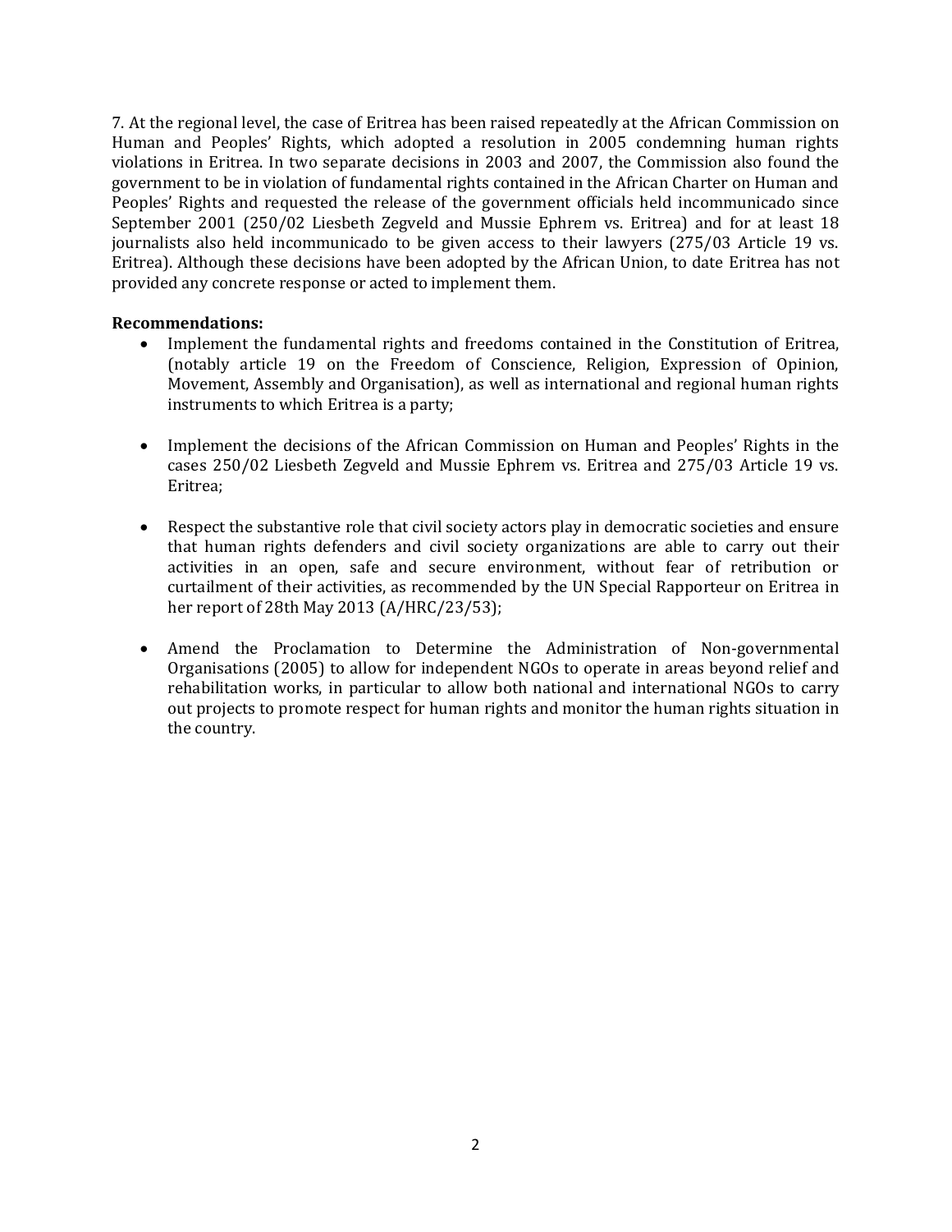7. At the regional level, the case of Eritrea has been raised repeatedly at the African Commission on Human and Peoples' Rights, which adopted a resolution in 2005 condemning human rights violations in Eritrea. In two separate decisions in 2003 and 2007, the Commission also found the government to be in violation of fundamental rights contained in the African Charter on Human and Peoples' Rights and requested the release of the government officials held incommunicado since September 2001 (250/02 Liesbeth Zegveld and Mussie Ephrem vs. Eritrea) and for at least 18 journalists also held incommunicado to be given access to their lawyers (275/03 Article 19 vs. Eritrea). Although these decisions have been adopted by the African Union, to date Eritrea has not provided any concrete response or acted to implement them.

**Recommendations:**

- Implement the fundamental rights and freedoms contained in the Constitution of Eritrea, (notably article 19 on the Freedom of Conscience, Religion, Expression of Opinion, Movement, Assembly and Organisation), as well as international and regional human rights instruments to which Eritrea is a party;

- Implement the decisions of the African Commission on Human and Peoples' Rights in the cases 250/02 Liesbeth Zegveld and Mussie Ephrem vs. Eritrea and 275/03 Article 19 vs. Eritrea;

- Respect the substantive role that civil society actors play in democratic societies and ensure that human rights defenders and civil society organizations are able to carry out their activities in an open, safe and secure environment, without fear of retribution or curtailment of their activities, as recommended by the UN Special Rapporteur on Eritrea in her report of 28th May 2013 (A/HRC/23/53);

- Amend the Proclamation to Determine the Administration of Non-governmental Organisations (2005) to allow for independent NGOs to operate in areas beyond relief and rehabilitation works, in particular to allow both national and international NGOs to carry out projects to promote respect for human rights and monitor the human rights situation in the country.